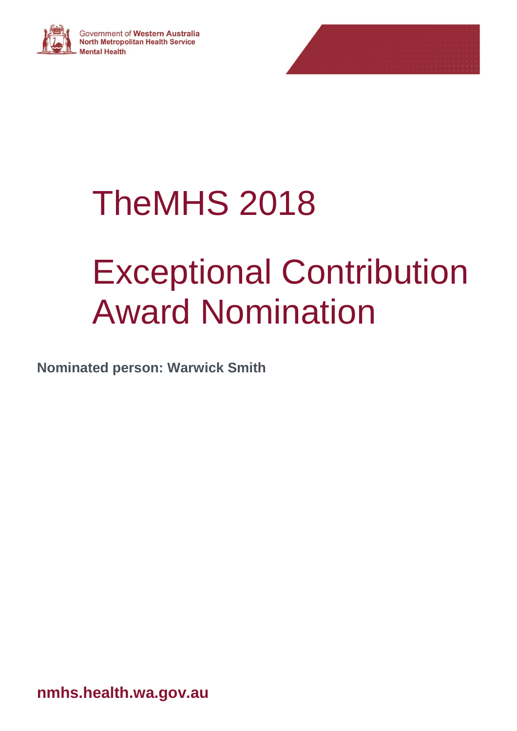Government of **Western Australia**
**North Metropolitan Health Service**
**Mental Health**

# TheMHS 2018

# Exceptional Contribution Award Nomination

**Nominated person: Warwick Smith**

**nmhs.health.wa.gov.au**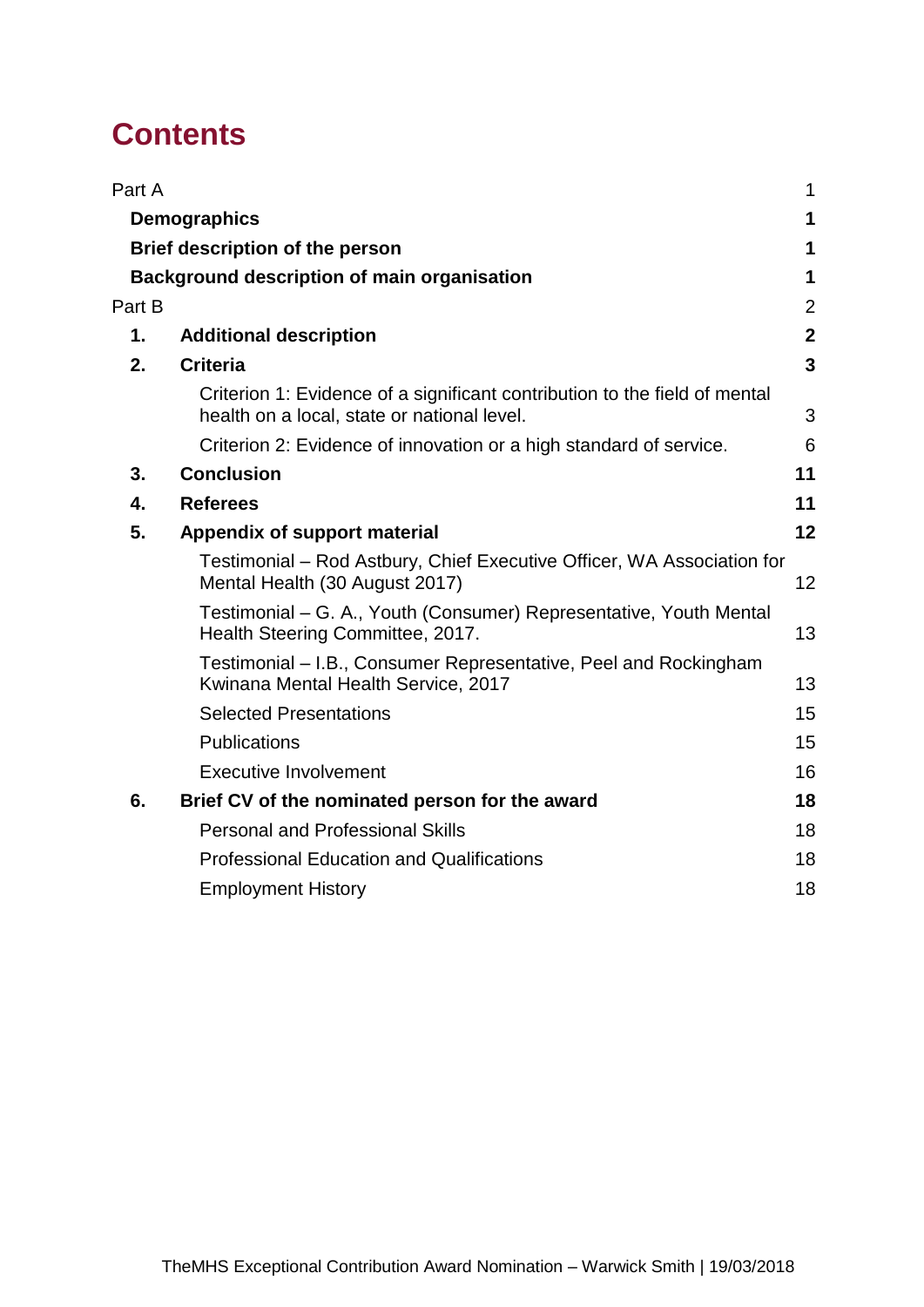# Contents

| | | |
|---|---|---|
| Part A | | 1 |
| **Demographics** | | **1** |
| **Brief description of the person** | | **1** |
| **Background description of main organisation** | | **1** |
| Part B | | 2 |
| **1.** | **Additional description** | **2** |
| **2.** | **Criteria** | **3** |
| | Criterion 1: Evidence of a significant contribution to the field of mental health on a local, state or national level. | 3 |
| | Criterion 2: Evidence of innovation or a high standard of service. | 6 |
| **3.** | **Conclusion** | **11** |
| **4.** | **Referees** | **11** |
| **5.** | **Appendix of support material** | **12** |
| | Testimonial – Rod Astbury, Chief Executive Officer, WA Association for Mental Health (30 August 2017) | 12 |
| | Testimonial – G. A., Youth (Consumer) Representative, Youth Mental Health Steering Committee, 2017. | 13 |
| | Testimonial – I.B., Consumer Representative, Peel and Rockingham Kwinana Mental Health Service, 2017 | 13 |
| | Selected Presentations | 15 |
| | Publications | 15 |
| | Executive Involvement | 16 |
| **6.** | **Brief CV of the nominated person for the award** | **18** |
| | Personal and Professional Skills | 18 |
| | Professional Education and Qualifications | 18 |
| | Employment History | 18 |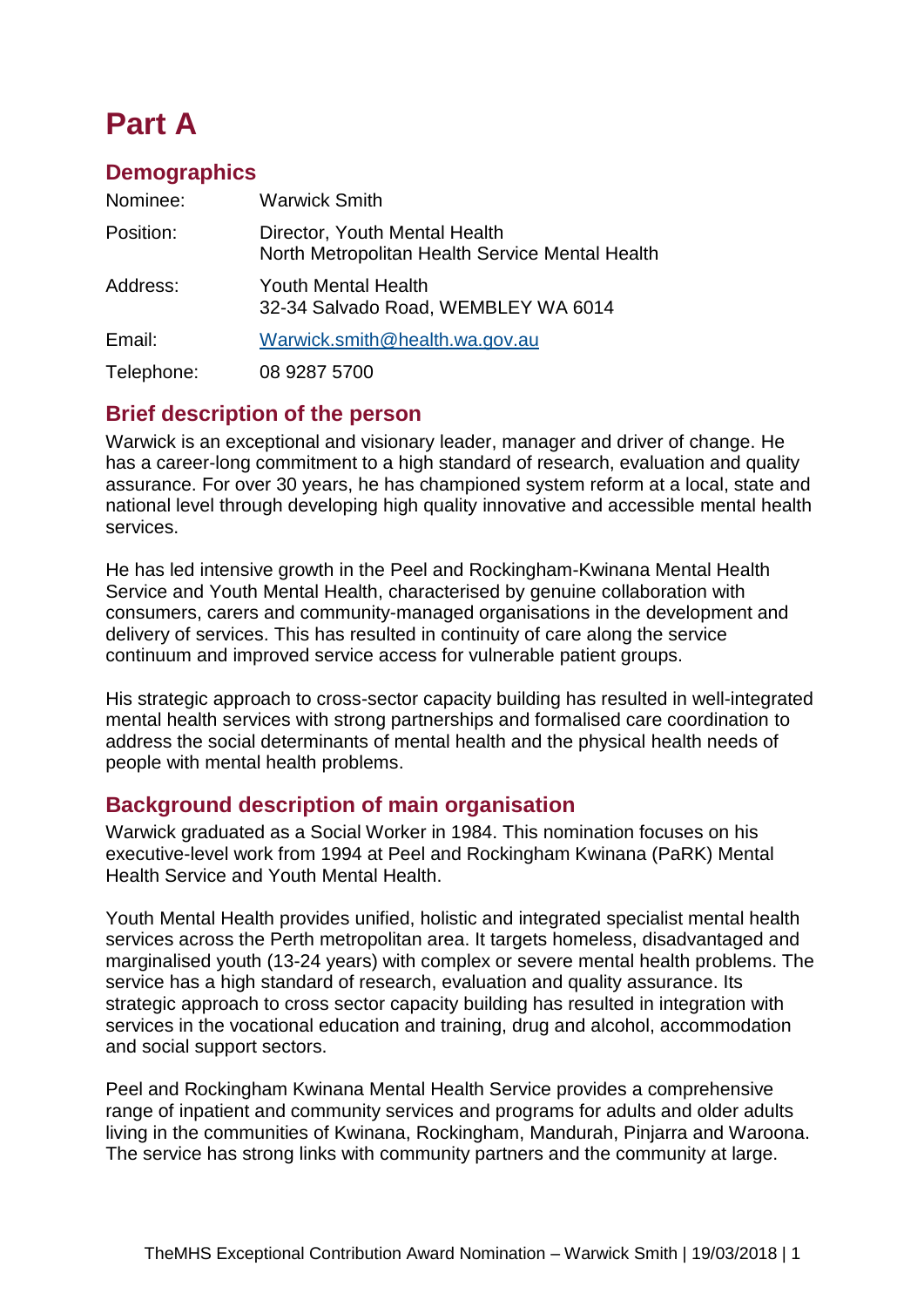# Part A

## Demographics

| | |
|---|---|
| Nominee: | Warwick Smith |
| Position: | Director, Youth Mental Health<br>North Metropolitan Health Service Mental Health |
| Address: | Youth Mental Health<br>32-34 Salvado Road, WEMBLEY WA 6014 |
| Email: | Warwick.smith@health.wa.gov.au |
| Telephone: | 08 9287 5700 |

## Brief description of the person

Warwick is an exceptional and visionary leader, manager and driver of change. He has a career-long commitment to a high standard of research, evaluation and quality assurance. For over 30 years, he has championed system reform at a local, state and national level through developing high quality innovative and accessible mental health services.

He has led intensive growth in the Peel and Rockingham-Kwinana Mental Health Service and Youth Mental Health, characterised by genuine collaboration with consumers, carers and community-managed organisations in the development and delivery of services. This has resulted in continuity of care along the service continuum and improved service access for vulnerable patient groups.

His strategic approach to cross-sector capacity building has resulted in well-integrated mental health services with strong partnerships and formalised care coordination to address the social determinants of mental health and the physical health needs of people with mental health problems.

## Background description of main organisation

Warwick graduated as a Social Worker in 1984. This nomination focuses on his executive-level work from 1994 at Peel and Rockingham Kwinana (PaRK) Mental Health Service and Youth Mental Health.

Youth Mental Health provides unified, holistic and integrated specialist mental health services across the Perth metropolitan area. It targets homeless, disadvantaged and marginalised youth (13-24 years) with complex or severe mental health problems. The service has a high standard of research, evaluation and quality assurance. Its strategic approach to cross sector capacity building has resulted in integration with services in the vocational education and training, drug and alcohol, accommodation and social support sectors.

Peel and Rockingham Kwinana Mental Health Service provides a comprehensive range of inpatient and community services and programs for adults and older adults living in the communities of Kwinana, Rockingham, Mandurah, Pinjarra and Waroona. The service has strong links with community partners and the community at large.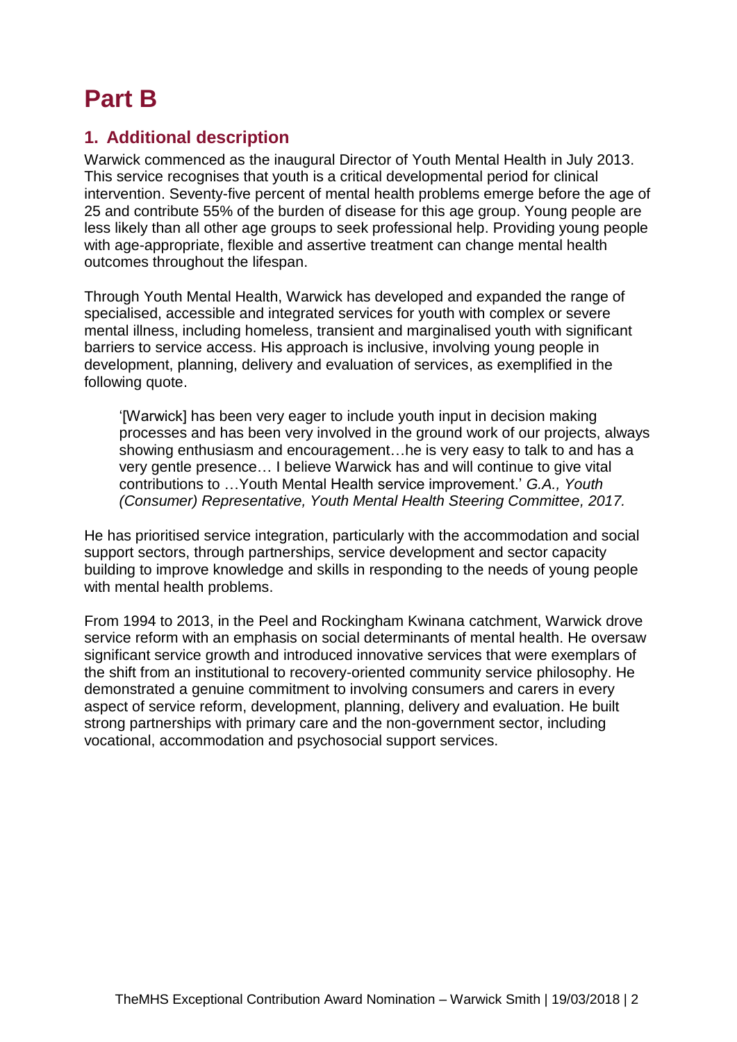# Part B

## 1. Additional description

Warwick commenced as the inaugural Director of Youth Mental Health in July 2013. This service recognises that youth is a critical developmental period for clinical intervention. Seventy-five percent of mental health problems emerge before the age of 25 and contribute 55% of the burden of disease for this age group. Young people are less likely than all other age groups to seek professional help. Providing young people with age-appropriate, flexible and assertive treatment can change mental health outcomes throughout the lifespan.

Through Youth Mental Health, Warwick has developed and expanded the range of specialised, accessible and integrated services for youth with complex or severe mental illness, including homeless, transient and marginalised youth with significant barriers to service access. His approach is inclusive, involving young people in development, planning, delivery and evaluation of services, as exemplified in the following quote.

> '[Warwick] has been very eager to include youth input in decision making processes and has been very involved in the ground work of our projects, always showing enthusiasm and encouragement…he is very easy to talk to and has a very gentle presence… I believe Warwick has and will continue to give vital contributions to …Youth Mental Health service improvement.' *G.A., Youth (Consumer) Representative, Youth Mental Health Steering Committee, 2017.*

He has prioritised service integration, particularly with the accommodation and social support sectors, through partnerships, service development and sector capacity building to improve knowledge and skills in responding to the needs of young people with mental health problems.

From 1994 to 2013, in the Peel and Rockingham Kwinana catchment, Warwick drove service reform with an emphasis on social determinants of mental health. He oversaw significant service growth and introduced innovative services that were exemplars of the shift from an institutional to recovery-oriented community service philosophy. He demonstrated a genuine commitment to involving consumers and carers in every aspect of service reform, development, planning, delivery and evaluation. He built strong partnerships with primary care and the non-government sector, including vocational, accommodation and psychosocial support services.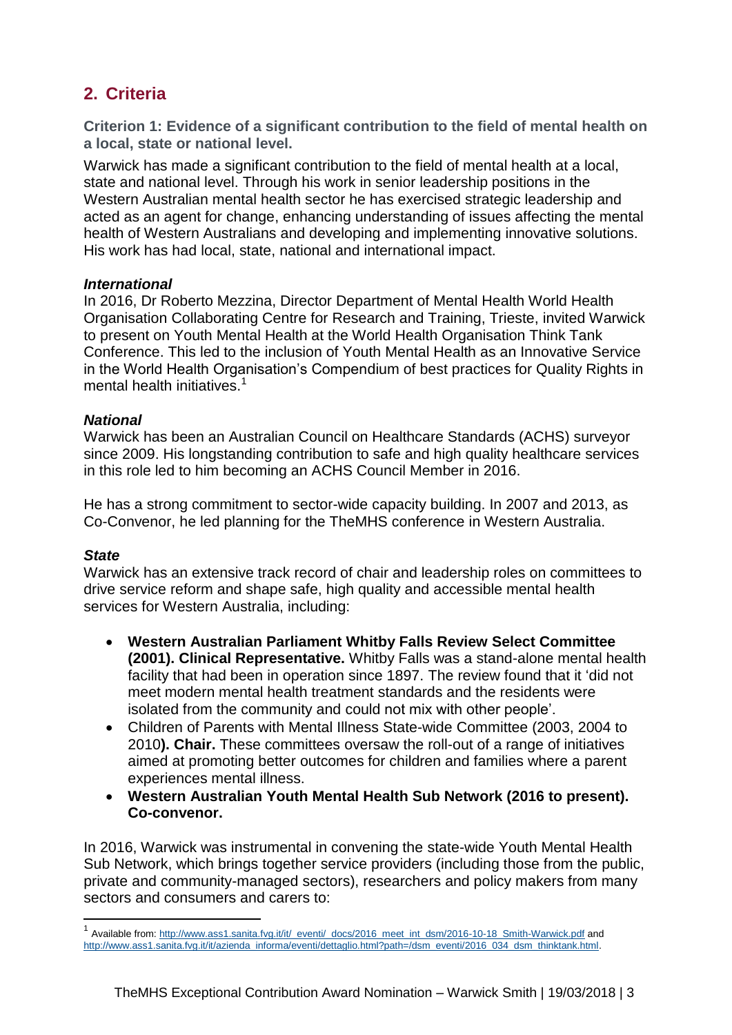## 2. Criteria

**Criterion 1: Evidence of a significant contribution to the field of mental health on a local, state or national level.**

Warwick has made a significant contribution to the field of mental health at a local, state and national level. Through his work in senior leadership positions in the Western Australian mental health sector he has exercised strategic leadership and acted as an agent for change, enhancing understanding of issues affecting the mental health of Western Australians and developing and implementing innovative solutions. His work has had local, state, national and international impact.

***International***

In 2016, Dr Roberto Mezzina, Director Department of Mental Health World Health Organisation Collaborating Centre for Research and Training, Trieste, invited Warwick to present on Youth Mental Health at the World Health Organisation Think Tank Conference. This led to the inclusion of Youth Mental Health as an Innovative Service in the World Health Organisation's Compendium of best practices for Quality Rights in mental health initiatives.[1]

***National***

Warwick has been an Australian Council on Healthcare Standards (ACHS) surveyor since 2009. His longstanding contribution to safe and high quality healthcare services in this role led to him becoming an ACHS Council Member in 2016.

He has a strong commitment to sector-wide capacity building. In 2007 and 2013, as Co-Convenor, he led planning for the TheMHS conference in Western Australia.

***State***

Warwick has an extensive track record of chair and leadership roles on committees to drive service reform and shape safe, high quality and accessible mental health services for Western Australia, including:

- **Western Australian Parliament Whitby Falls Review Select Committee (2001). Clinical Representative.** Whitby Falls was a stand-alone mental health facility that had been in operation since 1897. The review found that it 'did not meet modern mental health treatment standards and the residents were isolated from the community and could not mix with other people'.
- Children of Parents with Mental Illness State-wide Committee (2003, 2004 to 2010**). Chair.** These committees oversaw the roll-out of a range of initiatives aimed at promoting better outcomes for children and families where a parent experiences mental illness.
- **Western Australian Youth Mental Health Sub Network (2016 to present). Co-convenor.**

In 2016, Warwick was instrumental in convening the state-wide Youth Mental Health Sub Network, which brings together service providers (including those from the public, private and community-managed sectors), researchers and policy makers from many sectors and consumers and carers to:

[1] Available from: http://www.ass1.sanita.fvg.it/it/_eventi/_docs/2016_meet_int_dsm/2016-10-18_Smith-Warwick.pdf and http://www.ass1.sanita.fvg.it/it/azienda_informa/eventi/dettaglio.html?path=/dsm_eventi/2016_034_dsm_thinktank.html.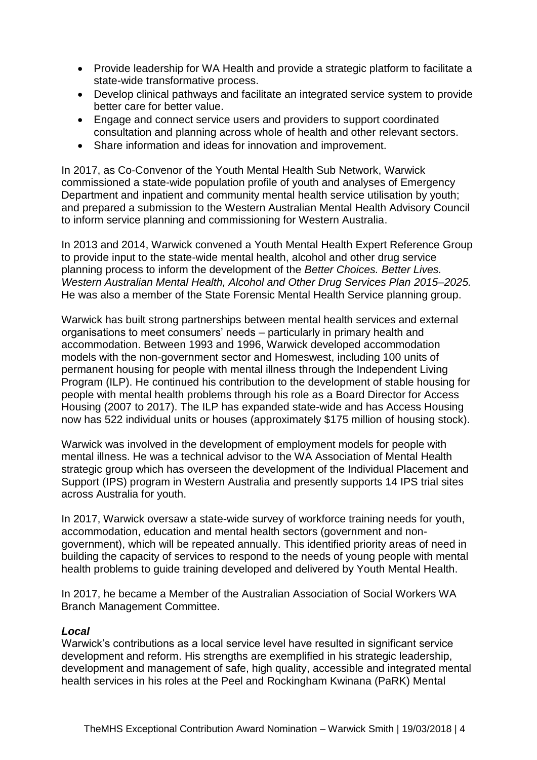- Provide leadership for WA Health and provide a strategic platform to facilitate a state-wide transformative process.
- Develop clinical pathways and facilitate an integrated service system to provide better care for better value.
- Engage and connect service users and providers to support coordinated consultation and planning across whole of health and other relevant sectors.
- Share information and ideas for innovation and improvement.

In 2017, as Co-Convenor of the Youth Mental Health Sub Network, Warwick commissioned a state-wide population profile of youth and analyses of Emergency Department and inpatient and community mental health service utilisation by youth; and prepared a submission to the Western Australian Mental Health Advisory Council to inform service planning and commissioning for Western Australia.

In 2013 and 2014, Warwick convened a Youth Mental Health Expert Reference Group to provide input to the state-wide mental health, alcohol and other drug service planning process to inform the development of the *Better Choices. Better Lives. Western Australian Mental Health, Alcohol and Other Drug Services Plan 2015–2025.* He was also a member of the State Forensic Mental Health Service planning group.

Warwick has built strong partnerships between mental health services and external organisations to meet consumers' needs – particularly in primary health and accommodation. Between 1993 and 1996, Warwick developed accommodation models with the non-government sector and Homeswest, including 100 units of permanent housing for people with mental illness through the Independent Living Program (ILP). He continued his contribution to the development of stable housing for people with mental health problems through his role as a Board Director for Access Housing (2007 to 2017). The ILP has expanded state-wide and has Access Housing now has 522 individual units or houses (approximately $175 million of housing stock).

Warwick was involved in the development of employment models for people with mental illness. He was a technical advisor to the WA Association of Mental Health strategic group which has overseen the development of the Individual Placement and Support (IPS) program in Western Australia and presently supports 14 IPS trial sites across Australia for youth.

In 2017, Warwick oversaw a state-wide survey of workforce training needs for youth, accommodation, education and mental health sectors (government and non-government), which will be repeated annually. This identified priority areas of need in building the capacity of services to respond to the needs of young people with mental health problems to guide training developed and delivered by Youth Mental Health.

In 2017, he became a Member of the Australian Association of Social Workers WA Branch Management Committee.

***Local***

Warwick's contributions as a local service level have resulted in significant service development and reform. His strengths are exemplified in his strategic leadership, development and management of safe, high quality, accessible and integrated mental health services in his roles at the Peel and Rockingham Kwinana (PaRK) Mental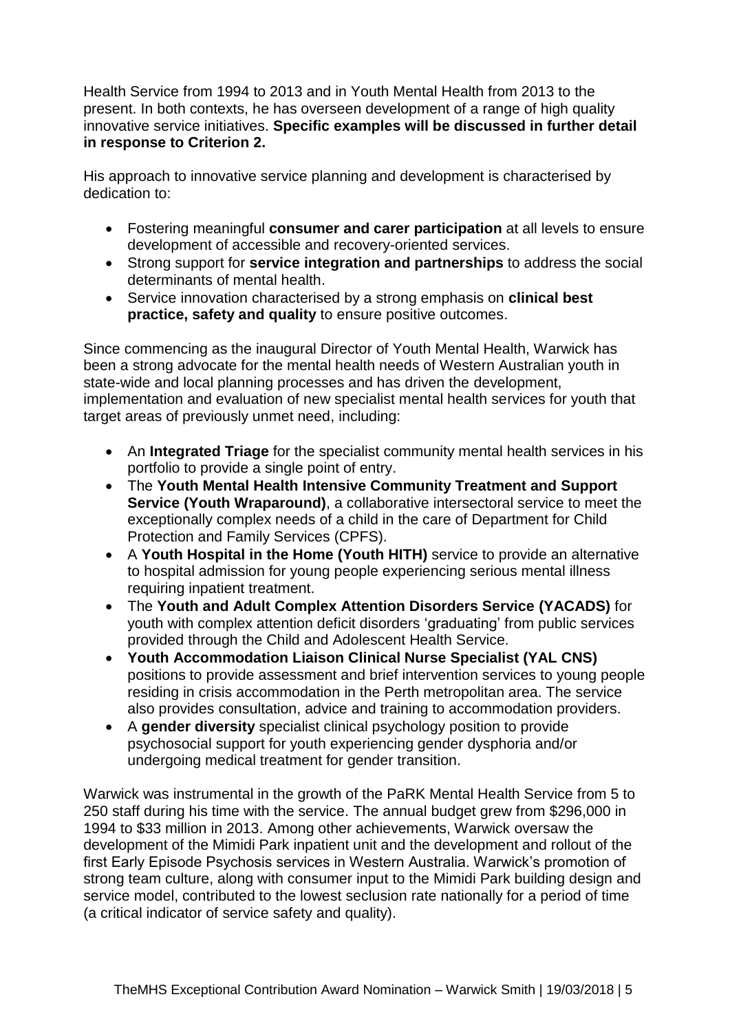Health Service from 1994 to 2013 and in Youth Mental Health from 2013 to the present. In both contexts, he has overseen development of a range of high quality innovative service initiatives. **Specific examples will be discussed in further detail in response to Criterion 2.**

His approach to innovative service planning and development is characterised by dedication to:

- Fostering meaningful **consumer and carer participation** at all levels to ensure development of accessible and recovery-oriented services.
- Strong support for **service integration and partnerships** to address the social determinants of mental health.
- Service innovation characterised by a strong emphasis on **clinical best practice, safety and quality** to ensure positive outcomes.

Since commencing as the inaugural Director of Youth Mental Health, Warwick has been a strong advocate for the mental health needs of Western Australian youth in state-wide and local planning processes and has driven the development, implementation and evaluation of new specialist mental health services for youth that target areas of previously unmet need, including:

- An **Integrated Triage** for the specialist community mental health services in his portfolio to provide a single point of entry.
- The **Youth Mental Health Intensive Community Treatment and Support Service (Youth Wraparound)**, a collaborative intersectoral service to meet the exceptionally complex needs of a child in the care of Department for Child Protection and Family Services (CPFS).
- A **Youth Hospital in the Home (Youth HITH)** service to provide an alternative to hospital admission for young people experiencing serious mental illness requiring inpatient treatment.
- The **Youth and Adult Complex Attention Disorders Service (YACADS)** for youth with complex attention deficit disorders 'graduating' from public services provided through the Child and Adolescent Health Service.
- **Youth Accommodation Liaison Clinical Nurse Specialist (YAL CNS)** positions to provide assessment and brief intervention services to young people residing in crisis accommodation in the Perth metropolitan area. The service also provides consultation, advice and training to accommodation providers.
- A **gender diversity** specialist clinical psychology position to provide psychosocial support for youth experiencing gender dysphoria and/or undergoing medical treatment for gender transition.

Warwick was instrumental in the growth of the PaRK Mental Health Service from 5 to 250 staff during his time with the service. The annual budget grew from $296,000 in 1994 to $33 million in 2013. Among other achievements, Warwick oversaw the development of the Mimidi Park inpatient unit and the development and rollout of the first Early Episode Psychosis services in Western Australia. Warwick's promotion of strong team culture, along with consumer input to the Mimidi Park building design and service model, contributed to the lowest seclusion rate nationally for a period of time (a critical indicator of service safety and quality).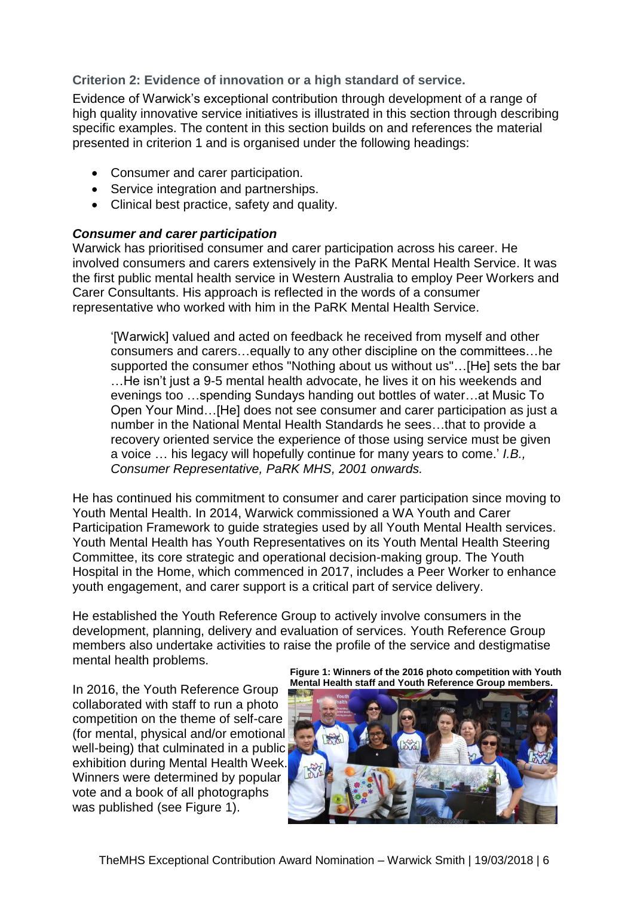### Criterion 2: Evidence of innovation or a high standard of service.

Evidence of Warwick's exceptional contribution through development of a range of high quality innovative service initiatives is illustrated in this section through describing specific examples. The content in this section builds on and references the material presented in criterion 1 and is organised under the following headings:

- Consumer and carer participation.
- Service integration and partnerships.
- Clinical best practice, safety and quality.

#### *Consumer and carer participation*

Warwick has prioritised consumer and carer participation across his career. He involved consumers and carers extensively in the PaRK Mental Health Service. It was the first public mental health service in Western Australia to employ Peer Workers and Carer Consultants. His approach is reflected in the words of a consumer representative who worked with him in the PaRK Mental Health Service.

> '[Warwick] valued and acted on feedback he received from myself and other consumers and carers…equally to any other discipline on the committees…he supported the consumer ethos "Nothing about us without us"…[He] sets the bar …He isn't just a 9-5 mental health advocate, he lives it on his weekends and evenings too …spending Sundays handing out bottles of water…at Music To Open Your Mind…[He] does not see consumer and carer participation as just a number in the National Mental Health Standards he sees…that to provide a recovery oriented service the experience of those using service must be given a voice … his legacy will hopefully continue for many years to come.' *I.B., Consumer Representative, PaRK MHS, 2001 onwards.*

He has continued his commitment to consumer and carer participation since moving to Youth Mental Health. In 2014, Warwick commissioned a WA Youth and Carer Participation Framework to guide strategies used by all Youth Mental Health services. Youth Mental Health has Youth Representatives on its Youth Mental Health Steering Committee, its core strategic and operational decision-making group. The Youth Hospital in the Home, which commenced in 2017, includes a Peer Worker to enhance youth engagement, and carer support is a critical part of service delivery.

He established the Youth Reference Group to actively involve consumers in the development, planning, delivery and evaluation of services. Youth Reference Group members also undertake activities to raise the profile of the service and destigmatise mental health problems.

In 2016, the Youth Reference Group collaborated with staff to run a photo competition on the theme of self-care (for mental, physical and/or emotional well-being) that culminated in a public exhibition during Mental Health Week. Winners were determined by popular vote and a book of all photographs was published (see Figure 1).

**Figure 1: Winners of the 2016 photo competition with Youth Mental Health staff and Youth Reference Group members.**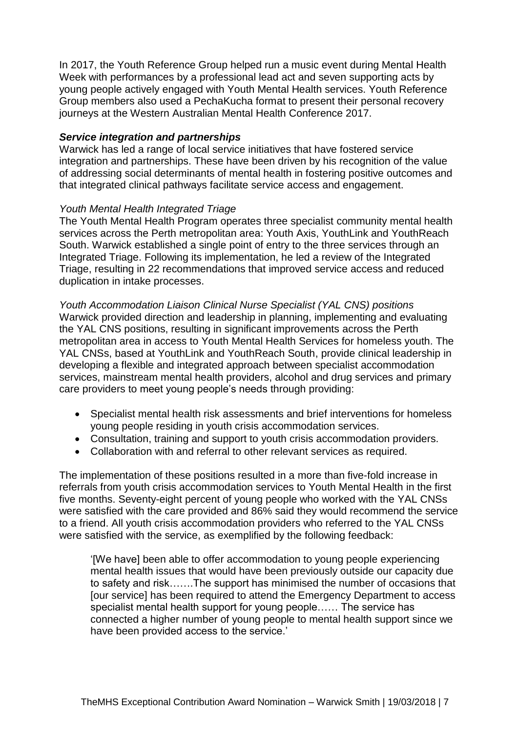In 2017, the Youth Reference Group helped run a music event during Mental Health Week with performances by a professional lead act and seven supporting acts by young people actively engaged with Youth Mental Health services. Youth Reference Group members also used a PechaKucha format to present their personal recovery journeys at the Western Australian Mental Health Conference 2017.

***Service integration and partnerships***

Warwick has led a range of local service initiatives that have fostered service integration and partnerships. These have been driven by his recognition of the value of addressing social determinants of mental health in fostering positive outcomes and that integrated clinical pathways facilitate service access and engagement.

*Youth Mental Health Integrated Triage*

The Youth Mental Health Program operates three specialist community mental health services across the Perth metropolitan area: Youth Axis, YouthLink and YouthReach South. Warwick established a single point of entry to the three services through an Integrated Triage. Following its implementation, he led a review of the Integrated Triage, resulting in 22 recommendations that improved service access and reduced duplication in intake processes.

*Youth Accommodation Liaison Clinical Nurse Specialist (YAL CNS) positions*

Warwick provided direction and leadership in planning, implementing and evaluating the YAL CNS positions, resulting in significant improvements across the Perth metropolitan area in access to Youth Mental Health Services for homeless youth. The YAL CNSs, based at YouthLink and YouthReach South, provide clinical leadership in developing a flexible and integrated approach between specialist accommodation services, mainstream mental health providers, alcohol and drug services and primary care providers to meet young people's needs through providing:

- Specialist mental health risk assessments and brief interventions for homeless young people residing in youth crisis accommodation services.
- Consultation, training and support to youth crisis accommodation providers.
- Collaboration with and referral to other relevant services as required.

The implementation of these positions resulted in a more than five-fold increase in referrals from youth crisis accommodation services to Youth Mental Health in the first five months. Seventy-eight percent of young people who worked with the YAL CNSs were satisfied with the care provided and 86% said they would recommend the service to a friend. All youth crisis accommodation providers who referred to the YAL CNSs were satisfied with the service, as exemplified by the following feedback:

> '[We have] been able to offer accommodation to young people experiencing mental health issues that would have been previously outside our capacity due to safety and risk…….The support has minimised the number of occasions that [our service] has been required to attend the Emergency Department to access specialist mental health support for young people…… The service has connected a higher number of young people to mental health support since we have been provided access to the service.'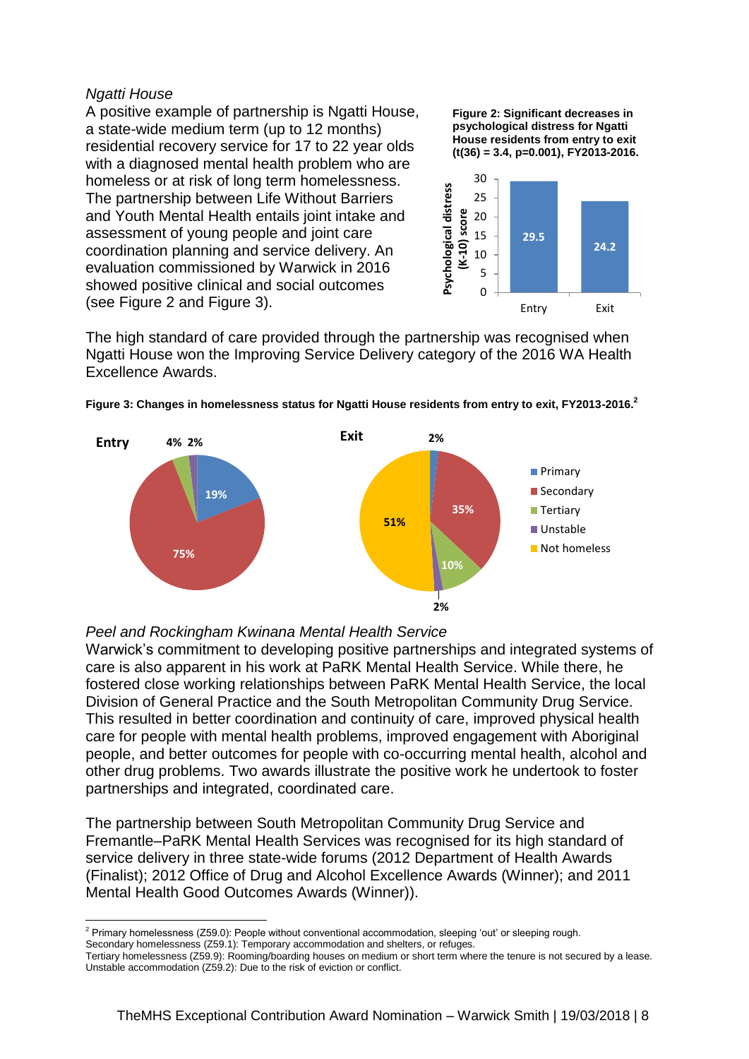*Ngatti House*

A positive example of partnership is Ngatti House, a state-wide medium term (up to 12 months) residential recovery service for 17 to 22 year olds with a diagnosed mental health problem who are homeless or at risk of long term homelessness. The partnership between Life Without Barriers and Youth Mental Health entails joint intake and assessment of young people and joint care coordination planning and service delivery. An evaluation commissioned by Warwick in 2016 showed positive clinical and social outcomes (see Figure 2 and Figure 3).

**Figure 2: Significant decreases in psychological distress for Ngatti House residents from entry to exit ($t(36) = 3.4$, $p=0.001$), FY2013-2016.**

| | Psychological distress (K-10) score |
| --- | --- |
| Entry | 29.5 |
| Exit | 24.2 |

The high standard of care provided through the partnership was recognised when Ngatti House won the Improving Service Delivery category of the 2016 WA Health Excellence Awards.

**Figure 3: Changes in homelessness status for Ngatti House residents from entry to exit, FY2013-2016.[2]**

| | Entry | Exit |
| --- | --- | --- |
| Primary | 19% | 2% |
| Secondary | 75% | 35% |
| Tertiary | 4% | 10% |
| Unstable | 2% | 2% |
| Not homeless | | 51% |

*Peel and Rockingham Kwinana Mental Health Service*

Warwick's commitment to developing positive partnerships and integrated systems of care is also apparent in his work at PaRK Mental Health Service. While there, he fostered close working relationships between PaRK Mental Health Service, the local Division of General Practice and the South Metropolitan Community Drug Service. This resulted in better coordination and continuity of care, improved physical health care for people with mental health problems, improved engagement with Aboriginal people, and better outcomes for people with co-occurring mental health, alcohol and other drug problems. Two awards illustrate the positive work he undertook to foster partnerships and integrated, coordinated care.

The partnership between South Metropolitan Community Drug Service and Fremantle–PaRK Mental Health Services was recognised for its high standard of service delivery in three state-wide forums (2012 Department of Health Awards (Finalist); 2012 Office of Drug and Alcohol Excellence Awards (Winner); and 2011 Mental Health Good Outcomes Awards (Winner)).

---

[2] Primary homelessness (Z59.0): People without conventional accommodation, sleeping 'out' or sleeping rough.
Secondary homelessness (Z59.1): Temporary accommodation and shelters, or refuges.
Tertiary homelessness (Z59.9): Rooming/boarding houses on medium or short term where the tenure is not secured by a lease.
Unstable accommodation (Z59.2): Due to the risk of eviction or conflict.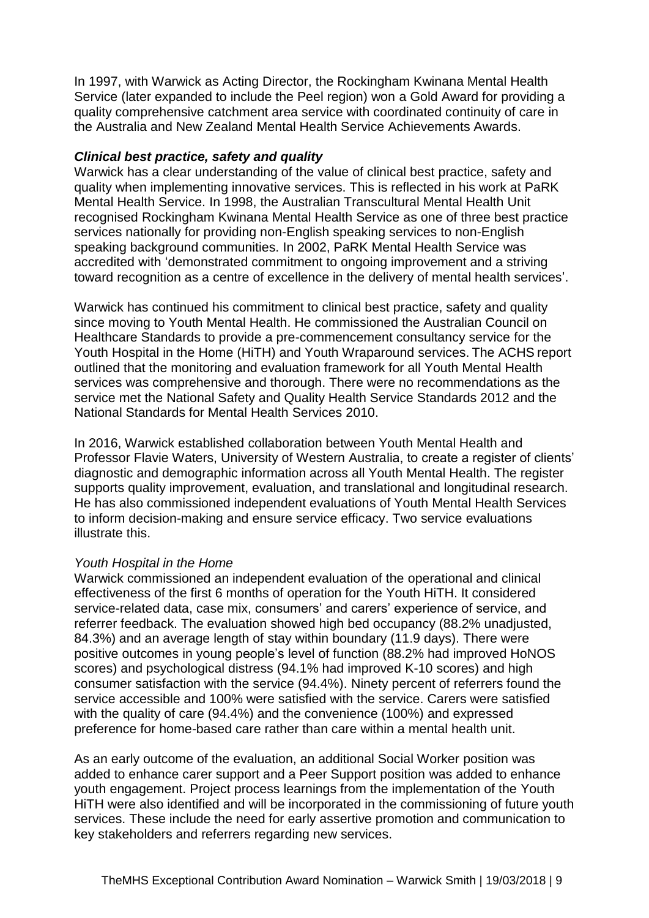In 1997, with Warwick as Acting Director, the Rockingham Kwinana Mental Health Service (later expanded to include the Peel region) won a Gold Award for providing a quality comprehensive catchment area service with coordinated continuity of care in the Australia and New Zealand Mental Health Service Achievements Awards.

### *Clinical best practice, safety and quality*

Warwick has a clear understanding of the value of clinical best practice, safety and quality when implementing innovative services. This is reflected in his work at PaRK Mental Health Service. In 1998, the Australian Transcultural Mental Health Unit recognised Rockingham Kwinana Mental Health Service as one of three best practice services nationally for providing non-English speaking services to non-English speaking background communities. In 2002, PaRK Mental Health Service was accredited with 'demonstrated commitment to ongoing improvement and a striving toward recognition as a centre of excellence in the delivery of mental health services'.

Warwick has continued his commitment to clinical best practice, safety and quality since moving to Youth Mental Health. He commissioned the Australian Council on Healthcare Standards to provide a pre-commencement consultancy service for the Youth Hospital in the Home (HiTH) and Youth Wraparound services. The ACHS report outlined that the monitoring and evaluation framework for all Youth Mental Health services was comprehensive and thorough. There were no recommendations as the service met the National Safety and Quality Health Service Standards 2012 and the National Standards for Mental Health Services 2010.

In 2016, Warwick established collaboration between Youth Mental Health and Professor Flavie Waters, University of Western Australia, to create a register of clients' diagnostic and demographic information across all Youth Mental Health. The register supports quality improvement, evaluation, and translational and longitudinal research. He has also commissioned independent evaluations of Youth Mental Health Services to inform decision-making and ensure service efficacy. Two service evaluations illustrate this.

*Youth Hospital in the Home*

Warwick commissioned an independent evaluation of the operational and clinical effectiveness of the first 6 months of operation for the Youth HiTH. It considered service-related data, case mix, consumers' and carers' experience of service, and referrer feedback. The evaluation showed high bed occupancy (88.2% unadjusted, 84.3%) and an average length of stay within boundary (11.9 days). There were positive outcomes in young people's level of function (88.2% had improved HoNOS scores) and psychological distress (94.1% had improved K-10 scores) and high consumer satisfaction with the service (94.4%). Ninety percent of referrers found the service accessible and 100% were satisfied with the service. Carers were satisfied with the quality of care (94.4%) and the convenience (100%) and expressed preference for home-based care rather than care within a mental health unit.

As an early outcome of the evaluation, an additional Social Worker position was added to enhance carer support and a Peer Support position was added to enhance youth engagement. Project process learnings from the implementation of the Youth HiTH were also identified and will be incorporated in the commissioning of future youth services. These include the need for early assertive promotion and communication to key stakeholders and referrers regarding new services.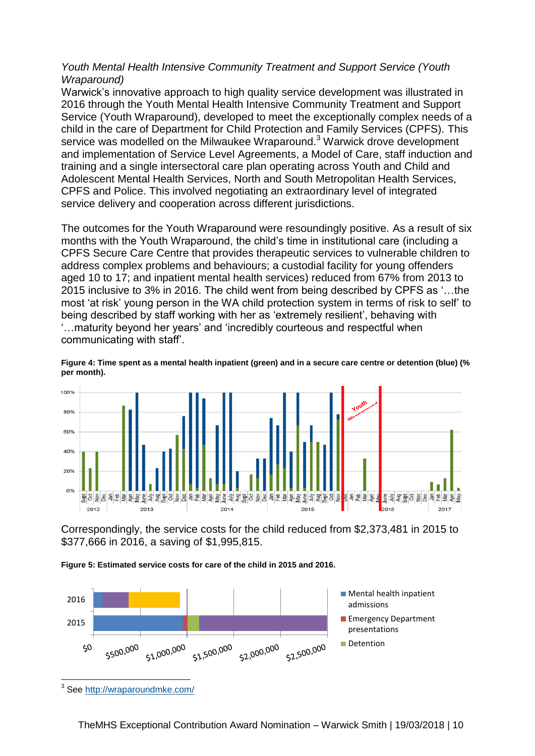*Youth Mental Health Intensive Community Treatment and Support Service (Youth Wraparound)*

Warwick's innovative approach to high quality service development was illustrated in 2016 through the Youth Mental Health Intensive Community Treatment and Support Service (Youth Wraparound), developed to meet the exceptionally complex needs of a child in the care of Department for Child Protection and Family Services (CPFS). This service was modelled on the Milwaukee Wraparound.[3] Warwick drove development and implementation of Service Level Agreements, a Model of Care, staff induction and training and a single intersectoral care plan operating across Youth and Child and Adolescent Mental Health Services, North and South Metropolitan Health Services, CPFS and Police. This involved negotiating an extraordinary level of integrated service delivery and cooperation across different jurisdictions.

The outcomes for the Youth Wraparound were resoundingly positive. As a result of six months with the Youth Wraparound, the child's time in institutional care (including a CPFS Secure Care Centre that provides therapeutic services to vulnerable children to address complex problems and behaviours; a custodial facility for young offenders aged 10 to 17; and inpatient mental health services) reduced from 67% from 2013 to 2015 inclusive to 3% in 2016. The child went from being described by CPFS as '…the most 'at risk' young person in the WA child protection system in terms of risk to self' to being described by staff working with her as 'extremely resilient', behaving with '…maturity beyond her years' and 'incredibly courteous and respectful when communicating with staff'.

**Figure 4: Time spent as a mental health inpatient (green) and in a secure care centre or detention (blue) (% per month).**

Correspondingly, the service costs for the child reduced from $2,373,481 in 2015 to $377,666 in 2016, a saving of $1,995,815.

**Figure 5: Estimated service costs for care of the child in 2015 and 2016.**

[3] See http://wraparoundmke.com/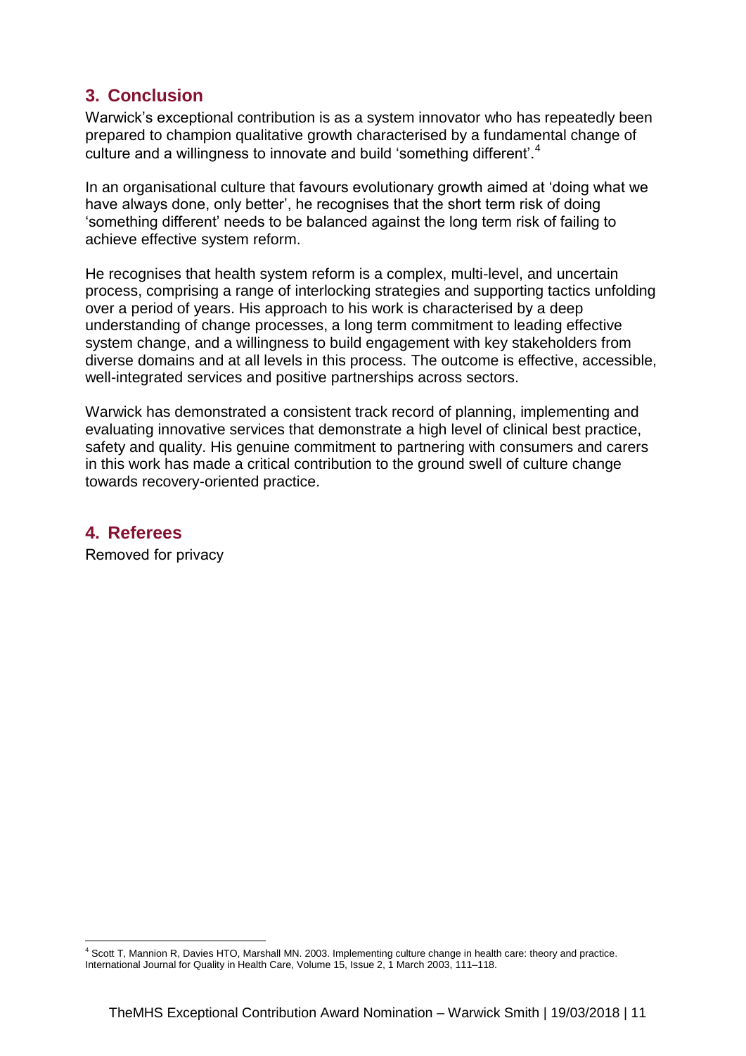## 3. Conclusion

Warwick's exceptional contribution is as a system innovator who has repeatedly been prepared to champion qualitative growth characterised by a fundamental change of culture and a willingness to innovate and build 'something different'.[4]

In an organisational culture that favours evolutionary growth aimed at 'doing what we have always done, only better', he recognises that the short term risk of doing 'something different' needs to be balanced against the long term risk of failing to achieve effective system reform.

He recognises that health system reform is a complex, multi-level, and uncertain process, comprising a range of interlocking strategies and supporting tactics unfolding over a period of years. His approach to his work is characterised by a deep understanding of change processes, a long term commitment to leading effective system change, and a willingness to build engagement with key stakeholders from diverse domains and at all levels in this process. The outcome is effective, accessible, well-integrated services and positive partnerships across sectors.

Warwick has demonstrated a consistent track record of planning, implementing and evaluating innovative services that demonstrate a high level of clinical best practice, safety and quality. His genuine commitment to partnering with consumers and carers in this work has made a critical contribution to the ground swell of culture change towards recovery-oriented practice.

## 4. Referees

Removed for privacy

---

[4] Scott T, Mannion R, Davies HTO, Marshall MN. 2003. Implementing culture change in health care: theory and practice. International Journal for Quality in Health Care, Volume 15, Issue 2, 1 March 2003, 111–118.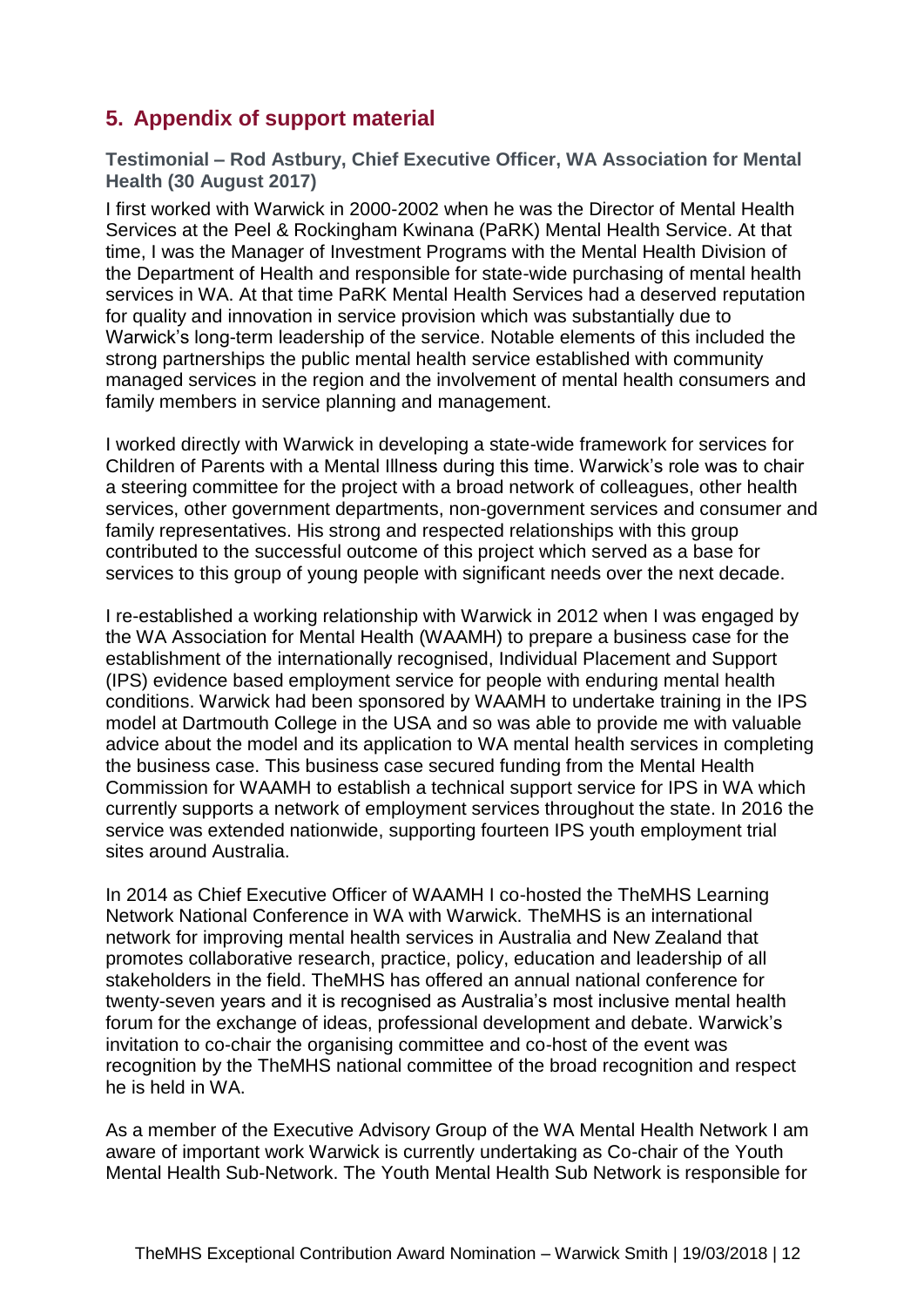## 5. Appendix of support material

### Testimonial – Rod Astbury, Chief Executive Officer, WA Association for Mental Health (30 August 2017)

I first worked with Warwick in 2000-2002 when he was the Director of Mental Health Services at the Peel & Rockingham Kwinana (PaRK) Mental Health Service. At that time, I was the Manager of Investment Programs with the Mental Health Division of the Department of Health and responsible for state-wide purchasing of mental health services in WA. At that time PaRK Mental Health Services had a deserved reputation for quality and innovation in service provision which was substantially due to Warwick's long-term leadership of the service. Notable elements of this included the strong partnerships the public mental health service established with community managed services in the region and the involvement of mental health consumers and family members in service planning and management.

I worked directly with Warwick in developing a state-wide framework for services for Children of Parents with a Mental Illness during this time. Warwick's role was to chair a steering committee for the project with a broad network of colleagues, other health services, other government departments, non-government services and consumer and family representatives. His strong and respected relationships with this group contributed to the successful outcome of this project which served as a base for services to this group of young people with significant needs over the next decade.

I re-established a working relationship with Warwick in 2012 when I was engaged by the WA Association for Mental Health (WAAMH) to prepare a business case for the establishment of the internationally recognised, Individual Placement and Support (IPS) evidence based employment service for people with enduring mental health conditions. Warwick had been sponsored by WAAMH to undertake training in the IPS model at Dartmouth College in the USA and so was able to provide me with valuable advice about the model and its application to WA mental health services in completing the business case. This business case secured funding from the Mental Health Commission for WAAMH to establish a technical support service for IPS in WA which currently supports a network of employment services throughout the state. In 2016 the service was extended nationwide, supporting fourteen IPS youth employment trial sites around Australia.

In 2014 as Chief Executive Officer of WAAMH I co-hosted the TheMHS Learning Network National Conference in WA with Warwick. TheMHS is an international network for improving mental health services in Australia and New Zealand that promotes collaborative research, practice, policy, education and leadership of all stakeholders in the field. TheMHS has offered an annual national conference for twenty-seven years and it is recognised as Australia's most inclusive mental health forum for the exchange of ideas, professional development and debate. Warwick's invitation to co-chair the organising committee and co-host of the event was recognition by the TheMHS national committee of the broad recognition and respect he is held in WA.

As a member of the Executive Advisory Group of the WA Mental Health Network I am aware of important work Warwick is currently undertaking as Co-chair of the Youth Mental Health Sub-Network. The Youth Mental Health Sub Network is responsible for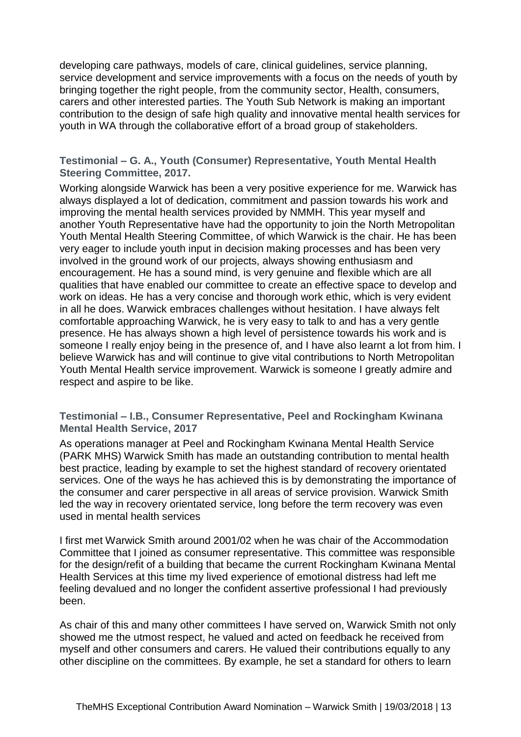developing care pathways, models of care, clinical guidelines, service planning, service development and service improvements with a focus on the needs of youth by bringing together the right people, from the community sector, Health, consumers, carers and other interested parties. The Youth Sub Network is making an important contribution to the design of safe high quality and innovative mental health services for youth in WA through the collaborative effort of a broad group of stakeholders.

### Testimonial – G. A., Youth (Consumer) Representative, Youth Mental Health Steering Committee, 2017.

Working alongside Warwick has been a very positive experience for me. Warwick has always displayed a lot of dedication, commitment and passion towards his work and improving the mental health services provided by NMMH. This year myself and another Youth Representative have had the opportunity to join the North Metropolitan Youth Mental Health Steering Committee, of which Warwick is the chair. He has been very eager to include youth input in decision making processes and has been very involved in the ground work of our projects, always showing enthusiasm and encouragement. He has a sound mind, is very genuine and flexible which are all qualities that have enabled our committee to create an effective space to develop and work on ideas. He has a very concise and thorough work ethic, which is very evident in all he does. Warwick embraces challenges without hesitation. I have always felt comfortable approaching Warwick, he is very easy to talk to and has a very gentle presence. He has always shown a high level of persistence towards his work and is someone I really enjoy being in the presence of, and I have also learnt a lot from him. I believe Warwick has and will continue to give vital contributions to North Metropolitan Youth Mental Health service improvement. Warwick is someone I greatly admire and respect and aspire to be like.

### Testimonial – I.B., Consumer Representative, Peel and Rockingham Kwinana Mental Health Service, 2017

As operations manager at Peel and Rockingham Kwinana Mental Health Service (PARK MHS) Warwick Smith has made an outstanding contribution to mental health best practice, leading by example to set the highest standard of recovery orientated services. One of the ways he has achieved this is by demonstrating the importance of the consumer and carer perspective in all areas of service provision. Warwick Smith led the way in recovery orientated service, long before the term recovery was even used in mental health services

I first met Warwick Smith around 2001/02 when he was chair of the Accommodation Committee that I joined as consumer representative. This committee was responsible for the design/refit of a building that became the current Rockingham Kwinana Mental Health Services at this time my lived experience of emotional distress had left me feeling devalued and no longer the confident assertive professional I had previously been.

As chair of this and many other committees I have served on, Warwick Smith not only showed me the utmost respect, he valued and acted on feedback he received from myself and other consumers and carers. He valued their contributions equally to any other discipline on the committees. By example, he set a standard for others to learn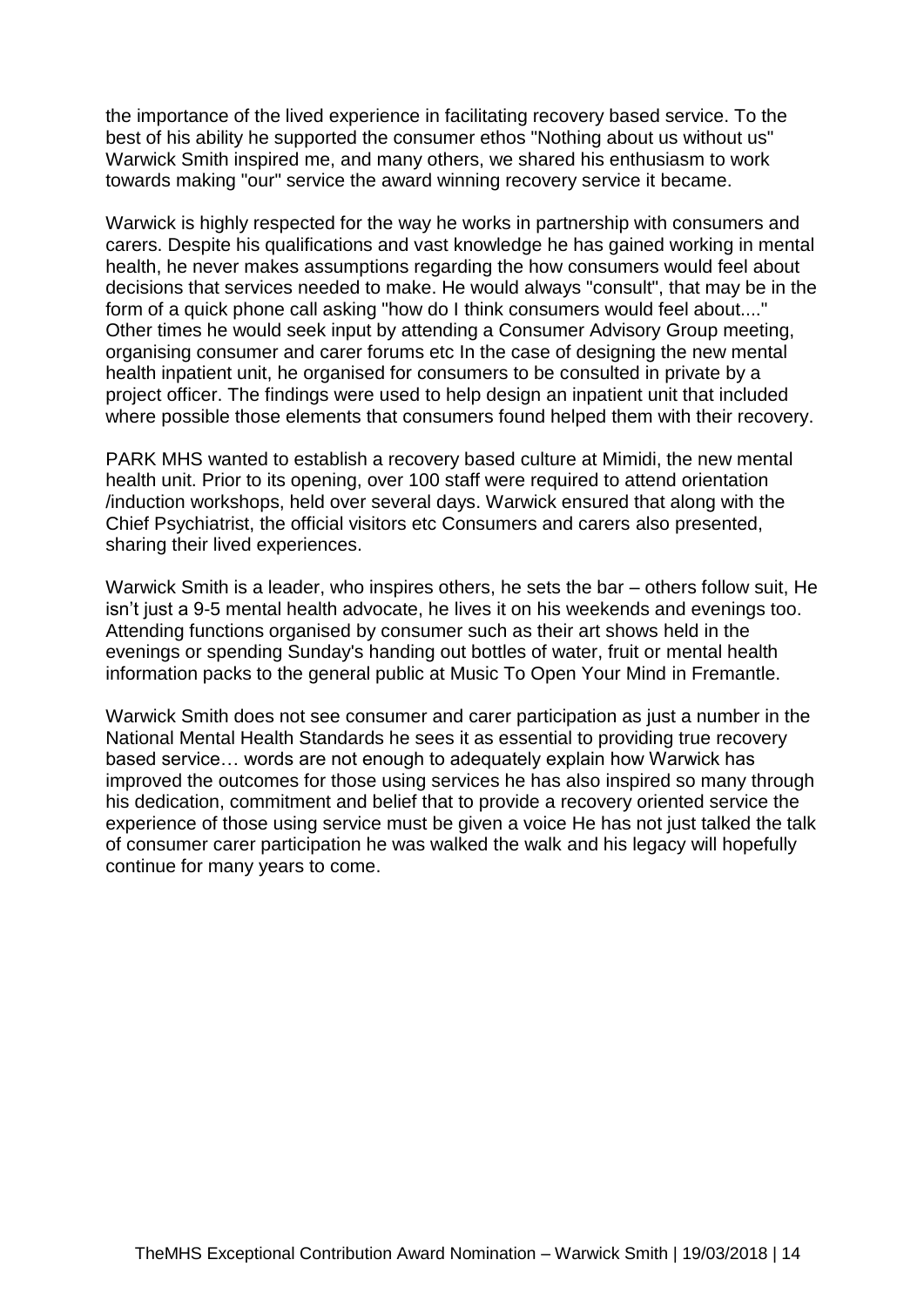the importance of the lived experience in facilitating recovery based service. To the best of his ability he supported the consumer ethos "Nothing about us without us" Warwick Smith inspired me, and many others, we shared his enthusiasm to work towards making "our" service the award winning recovery service it became.

Warwick is highly respected for the way he works in partnership with consumers and carers. Despite his qualifications and vast knowledge he has gained working in mental health, he never makes assumptions regarding the how consumers would feel about decisions that services needed to make. He would always "consult", that may be in the form of a quick phone call asking "how do I think consumers would feel about...." Other times he would seek input by attending a Consumer Advisory Group meeting, organising consumer and carer forums etc In the case of designing the new mental health inpatient unit, he organised for consumers to be consulted in private by a project officer. The findings were used to help design an inpatient unit that included where possible those elements that consumers found helped them with their recovery.

PARK MHS wanted to establish a recovery based culture at Mimidi, the new mental health unit. Prior to its opening, over 100 staff were required to attend orientation /induction workshops, held over several days. Warwick ensured that along with the Chief Psychiatrist, the official visitors etc Consumers and carers also presented, sharing their lived experiences.

Warwick Smith is a leader, who inspires others, he sets the bar – others follow suit, He isn't just a 9-5 mental health advocate, he lives it on his weekends and evenings too. Attending functions organised by consumer such as their art shows held in the evenings or spending Sunday's handing out bottles of water, fruit or mental health information packs to the general public at Music To Open Your Mind in Fremantle.

Warwick Smith does not see consumer and carer participation as just a number in the National Mental Health Standards he sees it as essential to providing true recovery based service… words are not enough to adequately explain how Warwick has improved the outcomes for those using services he has also inspired so many through his dedication, commitment and belief that to provide a recovery oriented service the experience of those using service must be given a voice He has not just talked the talk of consumer carer participation he was walked the walk and his legacy will hopefully continue for many years to come.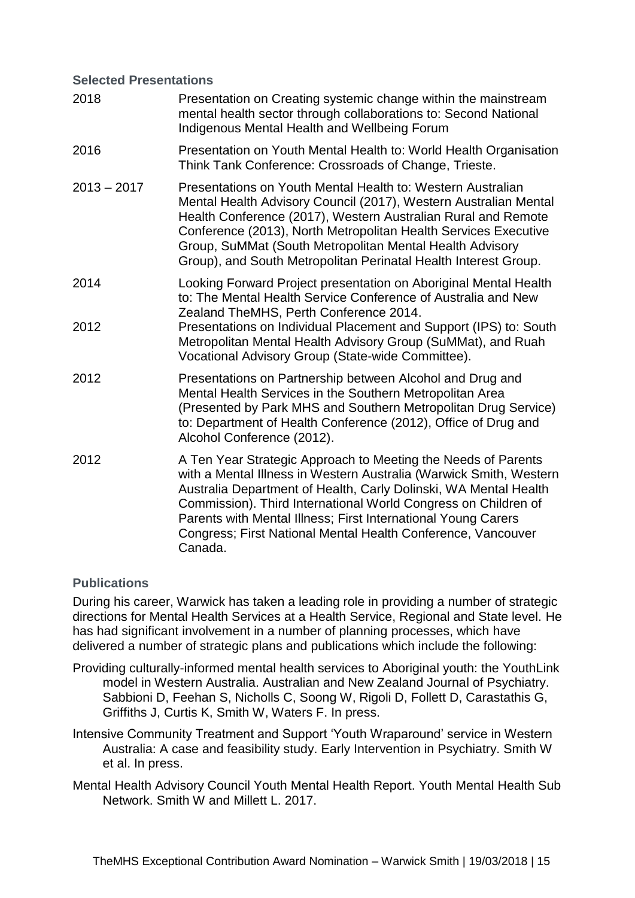### Selected Presentations

| | |
|---|---|
| 2018 | Presentation on Creating systemic change within the mainstream mental health sector through collaborations to: Second National Indigenous Mental Health and Wellbeing Forum |
| 2016 | Presentation on Youth Mental Health to: World Health Organisation Think Tank Conference: Crossroads of Change, Trieste. |
| 2013 – 2017 | Presentations on Youth Mental Health to: Western Australian Mental Health Advisory Council (2017), Western Australian Mental Health Conference (2017), Western Australian Rural and Remote Conference (2013), North Metropolitan Health Services Executive Group, SuMMat (South Metropolitan Mental Health Advisory Group), and South Metropolitan Perinatal Health Interest Group. |
| 2014 | Looking Forward Project presentation on Aboriginal Mental Health to: The Mental Health Service Conference of Australia and New Zealand TheMHS, Perth Conference 2014. |
| 2012 | Presentations on Individual Placement and Support (IPS) to: South Metropolitan Mental Health Advisory Group (SuMMat), and Ruah Vocational Advisory Group (State-wide Committee). |
| 2012 | Presentations on Partnership between Alcohol and Drug and Mental Health Services in the Southern Metropolitan Area (Presented by Park MHS and Southern Metropolitan Drug Service) to: Department of Health Conference (2012), Office of Drug and Alcohol Conference (2012). |
| 2012 | A Ten Year Strategic Approach to Meeting the Needs of Parents with a Mental Illness in Western Australia (Warwick Smith, Western Australia Department of Health, Carly Dolinski, WA Mental Health Commission). Third International World Congress on Children of Parents with Mental Illness; First International Young Carers Congress; First National Mental Health Conference, Vancouver Canada. |

### Publications

During his career, Warwick has taken a leading role in providing a number of strategic directions for Mental Health Services at a Health Service, Regional and State level. He has had significant involvement in a number of planning processes, which have delivered a number of strategic plans and publications which include the following:

Providing culturally-informed mental health services to Aboriginal youth: the YouthLink model in Western Australia. Australian and New Zealand Journal of Psychiatry. Sabbioni D, Feehan S, Nicholls C, Soong W, Rigoli D, Follett D, Carastathis G, Griffiths J, Curtis K, Smith W, Waters F. In press.

Intensive Community Treatment and Support 'Youth Wraparound' service in Western Australia: A case and feasibility study. Early Intervention in Psychiatry. Smith W et al. In press.

Mental Health Advisory Council Youth Mental Health Report. Youth Mental Health Sub Network. Smith W and Millett L. 2017.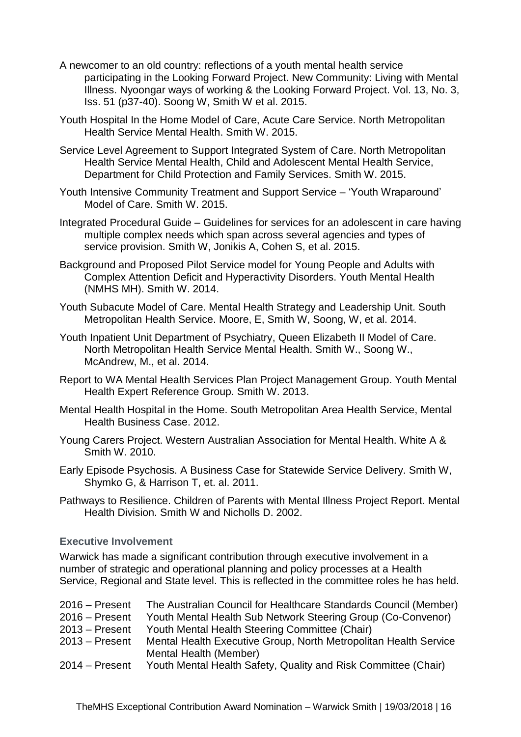A newcomer to an old country: reflections of a youth mental health service participating in the Looking Forward Project. New Community: Living with Mental Illness. Nyoongar ways of working & the Looking Forward Project. Vol. 13, No. 3, Iss. 51 (p37-40). Soong W, Smith W et al. 2015.

Youth Hospital In the Home Model of Care, Acute Care Service. North Metropolitan Health Service Mental Health. Smith W. 2015.

Service Level Agreement to Support Integrated System of Care. North Metropolitan Health Service Mental Health, Child and Adolescent Mental Health Service, Department for Child Protection and Family Services. Smith W. 2015.

Youth Intensive Community Treatment and Support Service – 'Youth Wraparound' Model of Care. Smith W. 2015.

Integrated Procedural Guide – Guidelines for services for an adolescent in care having multiple complex needs which span across several agencies and types of service provision. Smith W, Jonikis A, Cohen S, et al. 2015.

Background and Proposed Pilot Service model for Young People and Adults with Complex Attention Deficit and Hyperactivity Disorders. Youth Mental Health (NMHS MH). Smith W. 2014.

Youth Subacute Model of Care. Mental Health Strategy and Leadership Unit. South Metropolitan Health Service. Moore, E, Smith W, Soong, W, et al. 2014.

Youth Inpatient Unit Department of Psychiatry, Queen Elizabeth II Model of Care. North Metropolitan Health Service Mental Health. Smith W., Soong W., McAndrew, M., et al. 2014.

Report to WA Mental Health Services Plan Project Management Group. Youth Mental Health Expert Reference Group. Smith W. 2013.

Mental Health Hospital in the Home. South Metropolitan Area Health Service, Mental Health Business Case. 2012.

Young Carers Project. Western Australian Association for Mental Health. White A & Smith W. 2010.

Early Episode Psychosis. A Business Case for Statewide Service Delivery. Smith W, Shymko G, & Harrison T, et. al. 2011.

Pathways to Resilience. Children of Parents with Mental Illness Project Report. Mental Health Division. Smith W and Nicholls D. 2002.

### Executive Involvement

Warwick has made a significant contribution through executive involvement in a number of strategic and operational planning and policy processes at a Health Service, Regional and State level. This is reflected in the committee roles he has held.

| | |
|---|---|
| 2016 – Present | The Australian Council for Healthcare Standards Council (Member) |
| 2016 – Present | Youth Mental Health Sub Network Steering Group (Co-Convenor) |
| 2013 – Present | Youth Mental Health Steering Committee (Chair) |
| 2013 – Present | Mental Health Executive Group, North Metropolitan Health Service Mental Health (Member) |
| 2014 – Present | Youth Mental Health Safety, Quality and Risk Committee (Chair) |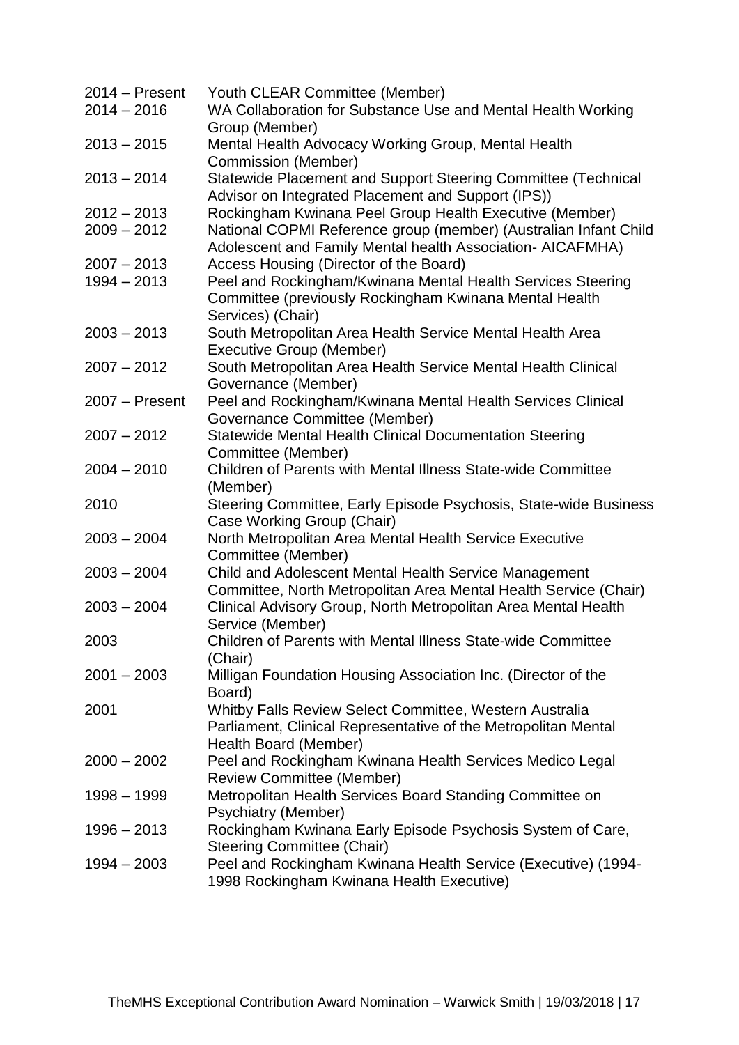| | |
|---|---|
| 2014 – Present | Youth CLEAR Committee (Member) |
| 2014 – 2016 | WA Collaboration for Substance Use and Mental Health Working Group (Member) |
| 2013 – 2015 | Mental Health Advocacy Working Group, Mental Health Commission (Member) |
| 2013 – 2014 | Statewide Placement and Support Steering Committee (Technical Advisor on Integrated Placement and Support (IPS)) |
| 2012 – 2013 | Rockingham Kwinana Peel Group Health Executive (Member) |
| 2009 – 2012 | National COPMI Reference group (member) (Australian Infant Child Adolescent and Family Mental health Association- AICAFMHA) |
| 2007 – 2013 | Access Housing (Director of the Board) |
| 1994 – 2013 | Peel and Rockingham/Kwinana Mental Health Services Steering Committee (previously Rockingham Kwinana Mental Health Services) (Chair) |
| 2003 – 2013 | South Metropolitan Area Health Service Mental Health Area Executive Group (Member) |
| 2007 – 2012 | South Metropolitan Area Health Service Mental Health Clinical Governance (Member) |
| 2007 – Present | Peel and Rockingham/Kwinana Mental Health Services Clinical Governance Committee (Member) |
| 2007 – 2012 | Statewide Mental Health Clinical Documentation Steering Committee (Member) |
| 2004 – 2010 | Children of Parents with Mental Illness State-wide Committee (Member) |
| 2010 | Steering Committee, Early Episode Psychosis, State-wide Business Case Working Group (Chair) |
| 2003 – 2004 | North Metropolitan Area Mental Health Service Executive Committee (Member) |
| 2003 – 2004 | Child and Adolescent Mental Health Service Management Committee, North Metropolitan Area Mental Health Service (Chair) |
| 2003 – 2004 | Clinical Advisory Group, North Metropolitan Area Mental Health Service (Member) |
| 2003 | Children of Parents with Mental Illness State-wide Committee (Chair) |
| 2001 – 2003 | Milligan Foundation Housing Association Inc. (Director of the Board) |
| 2001 | Whitby Falls Review Select Committee, Western Australia Parliament, Clinical Representative of the Metropolitan Mental Health Board (Member) |
| 2000 – 2002 | Peel and Rockingham Kwinana Health Services Medico Legal Review Committee (Member) |
| 1998 – 1999 | Metropolitan Health Services Board Standing Committee on Psychiatry (Member) |
| 1996 – 2013 | Rockingham Kwinana Early Episode Psychosis System of Care, Steering Committee (Chair) |
| 1994 – 2003 | Peel and Rockingham Kwinana Health Service (Executive) (1994-1998 Rockingham Kwinana Health Executive) |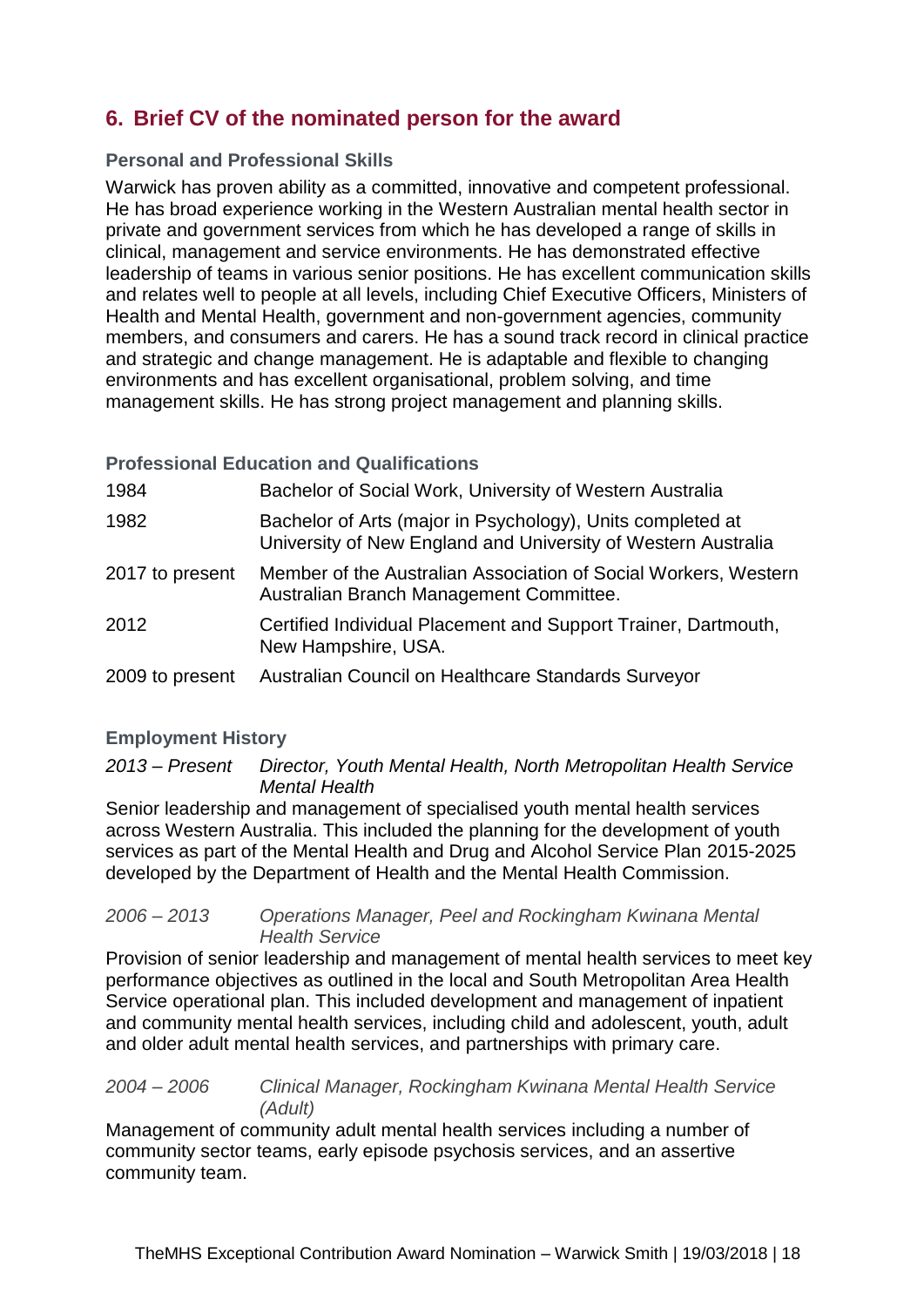## 6. Brief CV of the nominated person for the award

### Personal and Professional Skills

Warwick has proven ability as a committed, innovative and competent professional. He has broad experience working in the Western Australian mental health sector in private and government services from which he has developed a range of skills in clinical, management and service environments. He has demonstrated effective leadership of teams in various senior positions. He has excellent communication skills and relates well to people at all levels, including Chief Executive Officers, Ministers of Health and Mental Health, government and non-government agencies, community members, and consumers and carers. He has a sound track record in clinical practice and strategic and change management. He is adaptable and flexible to changing environments and has excellent organisational, problem solving, and time management skills. He has strong project management and planning skills.

### Professional Education and Qualifications

| | |
|---|---|
| 1984 | Bachelor of Social Work, University of Western Australia |
| 1982 | Bachelor of Arts (major in Psychology), Units completed at University of New England and University of Western Australia |
| 2017 to present | Member of the Australian Association of Social Workers, Western Australian Branch Management Committee. |
| 2012 | Certified Individual Placement and Support Trainer, Dartmouth, New Hampshire, USA. |
| 2009 to present | Australian Council on Healthcare Standards Surveyor |

### Employment History

*2013 – Present* *Director, Youth Mental Health, North Metropolitan Health Service Mental Health*

Senior leadership and management of specialised youth mental health services across Western Australia. This included the planning for the development of youth services as part of the Mental Health and Drug and Alcohol Service Plan 2015-2025 developed by the Department of Health and the Mental Health Commission.

*2006 – 2013* *Operations Manager, Peel and Rockingham Kwinana Mental Health Service*

Provision of senior leadership and management of mental health services to meet key performance objectives as outlined in the local and South Metropolitan Area Health Service operational plan. This included development and management of inpatient and community mental health services, including child and adolescent, youth, adult and older adult mental health services, and partnerships with primary care.

*2004 – 2006* *Clinical Manager, Rockingham Kwinana Mental Health Service (Adult)*

Management of community adult mental health services including a number of community sector teams, early episode psychosis services, and an assertive community team.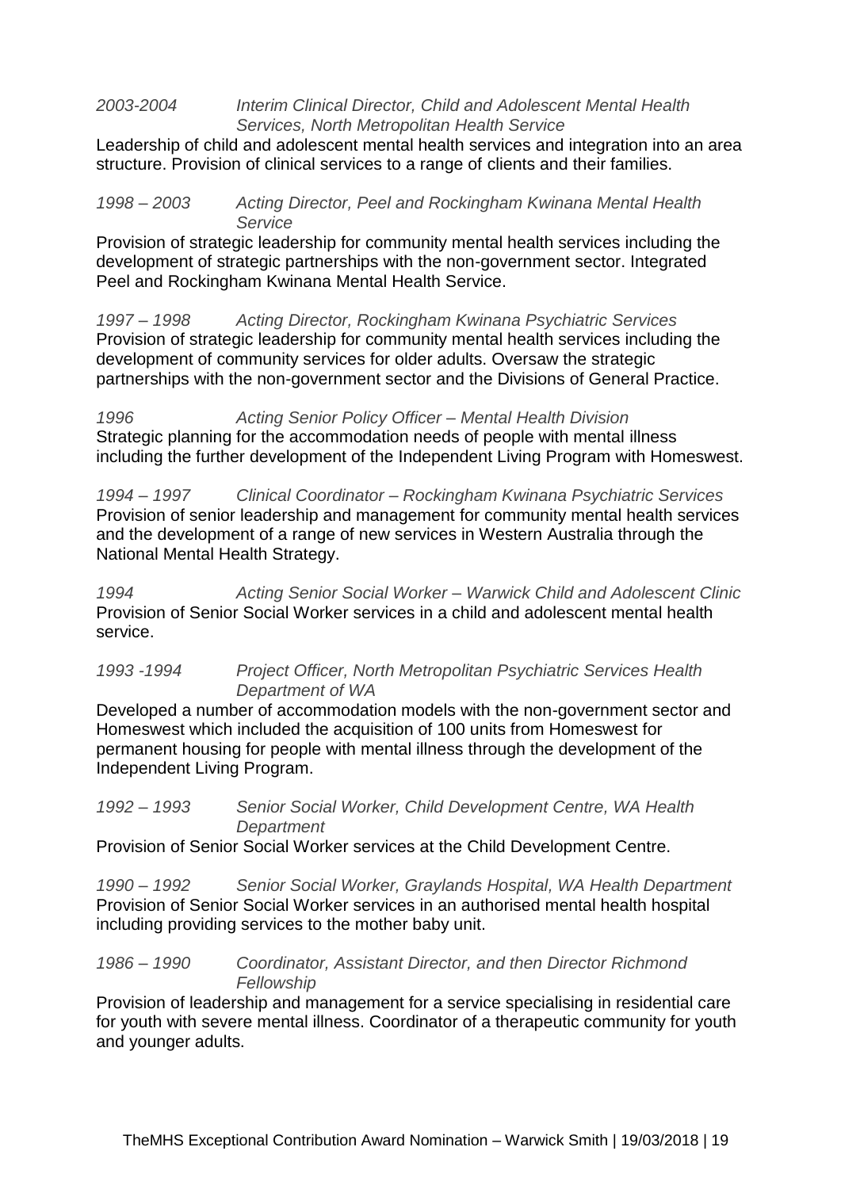*2003-2004 Interim Clinical Director, Child and Adolescent Mental Health Services, North Metropolitan Health Service*

Leadership of child and adolescent mental health services and integration into an area structure. Provision of clinical services to a range of clients and their families.

*1998 – 2003 Acting Director, Peel and Rockingham Kwinana Mental Health Service*

Provision of strategic leadership for community mental health services including the development of strategic partnerships with the non-government sector. Integrated Peel and Rockingham Kwinana Mental Health Service.

*1997 – 1998 Acting Director, Rockingham Kwinana Psychiatric Services*

Provision of strategic leadership for community mental health services including the development of community services for older adults. Oversaw the strategic partnerships with the non-government sector and the Divisions of General Practice.

*1996 Acting Senior Policy Officer – Mental Health Division*

Strategic planning for the accommodation needs of people with mental illness including the further development of the Independent Living Program with Homeswest.

*1994 – 1997 Clinical Coordinator – Rockingham Kwinana Psychiatric Services*

Provision of senior leadership and management for community mental health services and the development of a range of new services in Western Australia through the National Mental Health Strategy.

*1994 Acting Senior Social Worker – Warwick Child and Adolescent Clinic*

Provision of Senior Social Worker services in a child and adolescent mental health service.

*1993 -1994 Project Officer, North Metropolitan Psychiatric Services Health Department of WA*

Developed a number of accommodation models with the non-government sector and Homeswest which included the acquisition of 100 units from Homeswest for permanent housing for people with mental illness through the development of the Independent Living Program.

*1992 – 1993 Senior Social Worker, Child Development Centre, WA Health Department*

Provision of Senior Social Worker services at the Child Development Centre.

*1990 – 1992 Senior Social Worker, Graylands Hospital, WA Health Department*

Provision of Senior Social Worker services in an authorised mental health hospital including providing services to the mother baby unit.

*1986 – 1990 Coordinator, Assistant Director, and then Director Richmond Fellowship*

Provision of leadership and management for a service specialising in residential care for youth with severe mental illness. Coordinator of a therapeutic community for youth and younger adults.